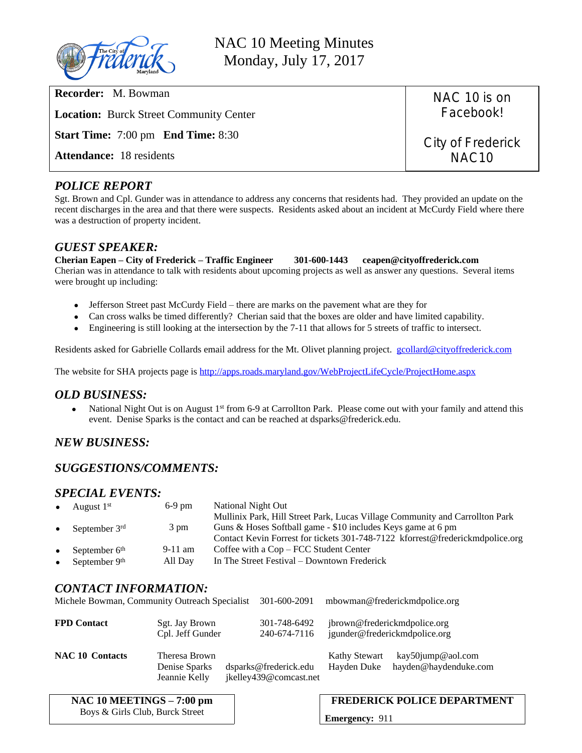# NAC 10 Meeting Minutes
## Monday, July 17, 2017

| | |
|---|---|
| **Recorder:** M. Bowman | NAC 10 is on Facebook! |
| **Location:** Burck Street Community Center | |
| **Start Time:** 7:00 pm **End Time:** 8:30 | City of Frederick NAC10 |
| **Attendance:** 18 residents | |

## *POLICE REPORT*

Sgt. Brown and Cpl. Gunder was in attendance to address any concerns that residents had. They provided an update on the recent discharges in the area and that there were suspects. Residents asked about an incident at McCurdy Field where there was a destruction of property incident.

## *GUEST SPEAKER:*

**Cherian Eapen – City of Frederick – Traffic Engineer 301-600-1443 ceapen@cityoffrederick.com**

Cherian was in attendance to talk with residents about upcoming projects as well as answer any questions. Several items were brought up including:

- Jefferson Street past McCurdy Field – there are marks on the pavement what are they for
- Can cross walks be timed differently? Cherian said that the boxes are older and have limited capability.
- Engineering is still looking at the intersection by the 7-11 that allows for 5 streets of traffic to intersect.

Residents asked for Gabrielle Collards email address for the Mt. Olivet planning project. gcollard@cityoffrederick.com

The website for SHA projects page is http://apps.roads.maryland.gov/WebProjectLifeCycle/ProjectHome.aspx

## *OLD BUSINESS:*

- National Night Out is on August 1st from 6-9 at Carrollton Park. Please come out with your family and attend this event. Denise Sparks is the contact and can be reached at dsparks@frederick.edu.

## *NEW BUSINESS:*

## *SUGGESTIONS/COMMENTS:*

## *SPECIAL EVENTS:*

| Date | Time | Event |
|---|---|---|
| August 1st | 6-9 pm | National Night Out<br>Mullinix Park, Hill Street Park, Lucas Village Community and Carrollton Park |
| September 3rd | 3 pm | Guns & Hoses Softball game - $10 includes Keys game at 6 pm<br>Contact Kevin Forrest for tickets 301-748-7122 kforrest@frederickmdpolice.org |
| September 6th | 9-11 am | Coffee with a Cop – FCC Student Center |
| September 9th | All Day | In The Street Festival – Downtown Frederick |

## *CONTACT INFORMATION:*

Michele Bowman, Community Outreach Specialist 301-600-2091 mbowman@frederickmdpolice.org

| | | | |
|---|---|---|---|
| **FPD Contact** | Sgt. Jay Brown | 301-748-6492 | jbrown@frederickmdpolice.org |
| | Cpl. Jeff Gunder | 240-674-7116 | jgunder@frederickmdpolice.org |

| | | | | |
|---|---|---|---|---|
| **NAC 10 Contacts** | Theresa Brown | | Kathy Stewart | kay50jump@aol.com |
| | Denise Sparks | dsparks@frederick.edu | Hayden Duke | hayden@haydenduke.com |
| | Jeannie Kelly | jkelley439@comcast.net | | |

**NAC 10 MEETINGS – 7:00 pm**
Boys & Girls Club, Burck Street

**FREDERICK POLICE DEPARTMENT**
**Emergency:** 911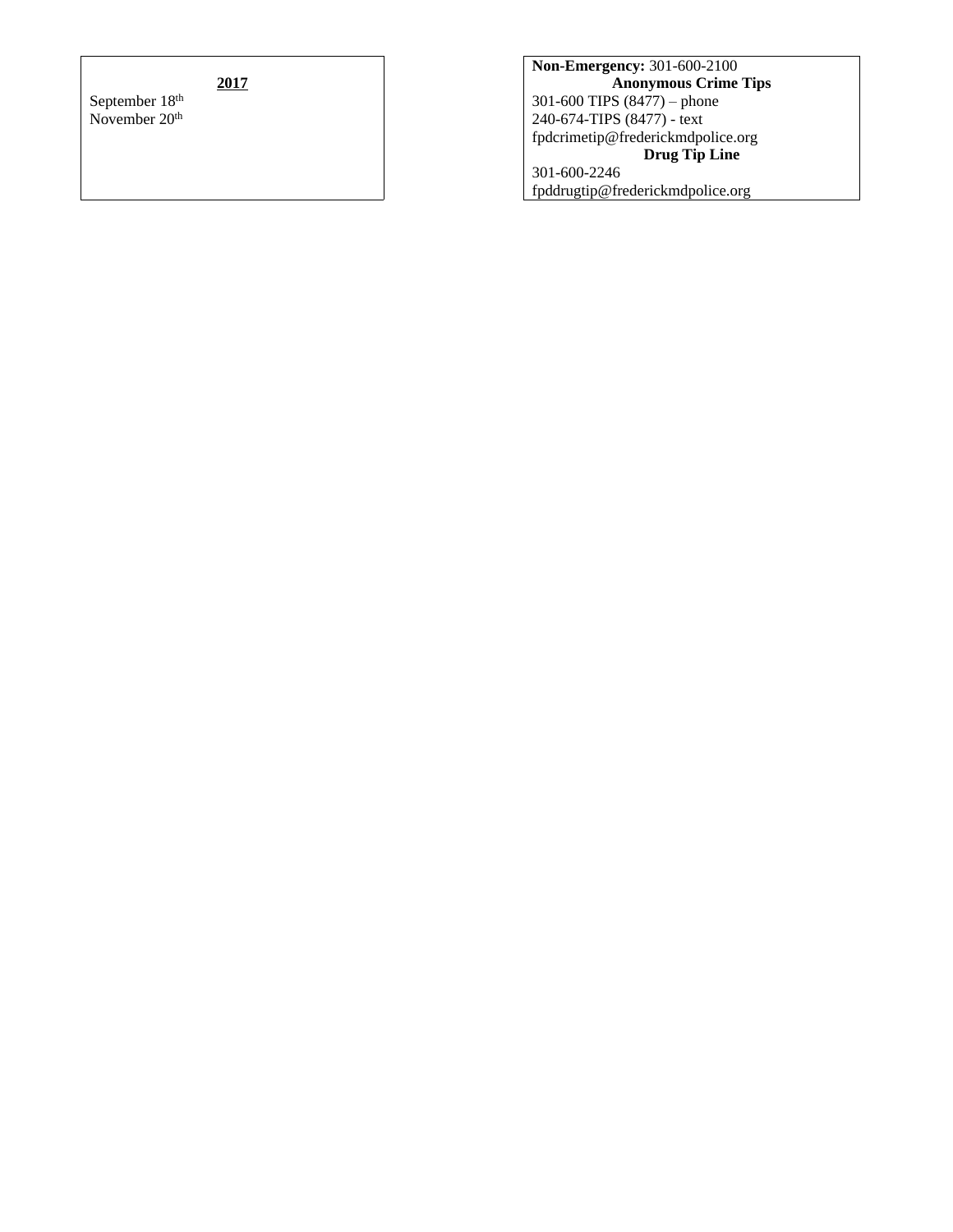**2017**

September 18th
November 20th

**Non-Emergency:** 301-600-2100

**Anonymous Crime Tips**

301-600 TIPS (8477) – phone
240-674-TIPS (8477) - text
fpdcrimetip@frederickmdpolice.org

**Drug Tip Line**

301-600-2246
fpddrugtip@frederickmdpolice.org